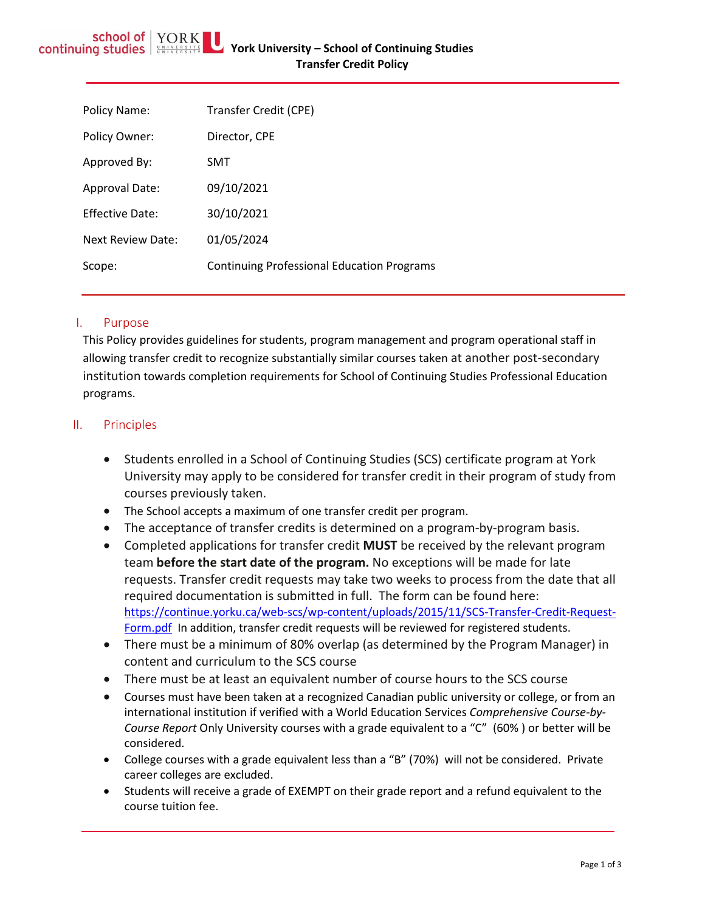# York University – School of Continuing Studies
## Transfer Credit Policy

| | |
|---|---|
| Policy Name: | Transfer Credit (CPE) |
| Policy Owner: | Director, CPE |
| Approved By: | SMT |
| Approval Date: | 09/10/2021 |
| Effective Date: | 30/10/2021 |
| Next Review Date: | 01/05/2024 |
| Scope: | Continuing Professional Education Programs |

## I. Purpose

This Policy provides guidelines for students, program management and program operational staff in allowing transfer credit to recognize substantially similar courses taken at another post-secondary institution towards completion requirements for School of Continuing Studies Professional Education programs.

## II. Principles

- Students enrolled in a School of Continuing Studies (SCS) certificate program at York University may apply to be considered for transfer credit in their program of study from courses previously taken.
- The School accepts a maximum of one transfer credit per program.
- The acceptance of transfer credits is determined on a program-by-program basis.
- Completed applications for transfer credit **MUST** be received by the relevant program team **before the start date of the program.** No exceptions will be made for late requests. Transfer credit requests may take two weeks to process from the date that all required documentation is submitted in full. The form can be found here: https://continue.yorku.ca/web-scs/wp-content/uploads/2015/11/SCS-Transfer-Credit-Request-Form.pdf In addition, transfer credit requests will be reviewed for registered students.
- There must be a minimum of 80% overlap (as determined by the Program Manager) in content and curriculum to the SCS course
- There must be at least an equivalent number of course hours to the SCS course
- Courses must have been taken at a recognized Canadian public university or college, or from an international institution if verified with a World Education Services *Comprehensive Course-by-Course Report* Only University courses with a grade equivalent to a "C" (60% ) or better will be considered.
- College courses with a grade equivalent less than a "B" (70%) will not be considered. Private career colleges are excluded.
- Students will receive a grade of EXEMPT on their grade report and a refund equivalent to the course tuition fee.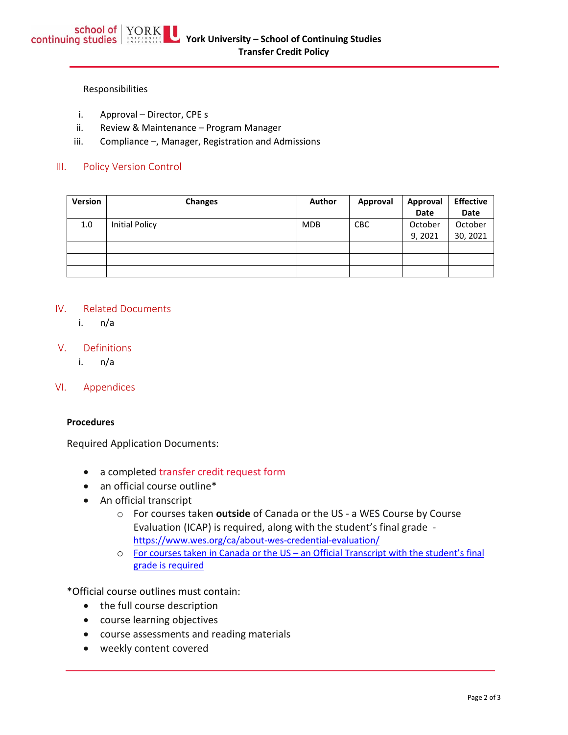Responsibilities

i. Approval – Director, CPE s
ii. Review & Maintenance – Program Manager
iii. Compliance –, Manager, Registration and Admissions

## III. Policy Version Control

| Version | Changes | Author | Approval | Approval Date | Effective Date |
|---|---|---|---|---|---|
| 1.0 | Initial Policy | MDB | CBC | October 9, 2021 | October 30, 2021 |
| | | | | | |
| | | | | | |
| | | | | | |

## IV. Related Documents

i. n/a

## V. Definitions

i. n/a

## VI. Appendices

**Procedures**

Required Application Documents:

- a completed transfer credit request form
- an official course outline*
- An official transcript
  - For courses taken **outside** of Canada or the US - a WES Course by Course Evaluation (ICAP) is required, along with the student's final grade - https://www.wes.org/ca/about-wes-credential-evaluation/
  - For courses taken in Canada or the US – an Official Transcript with the student's final grade is required

*Official course outlines must contain:

- the full course description
- course learning objectives
- course assessments and reading materials
- weekly content covered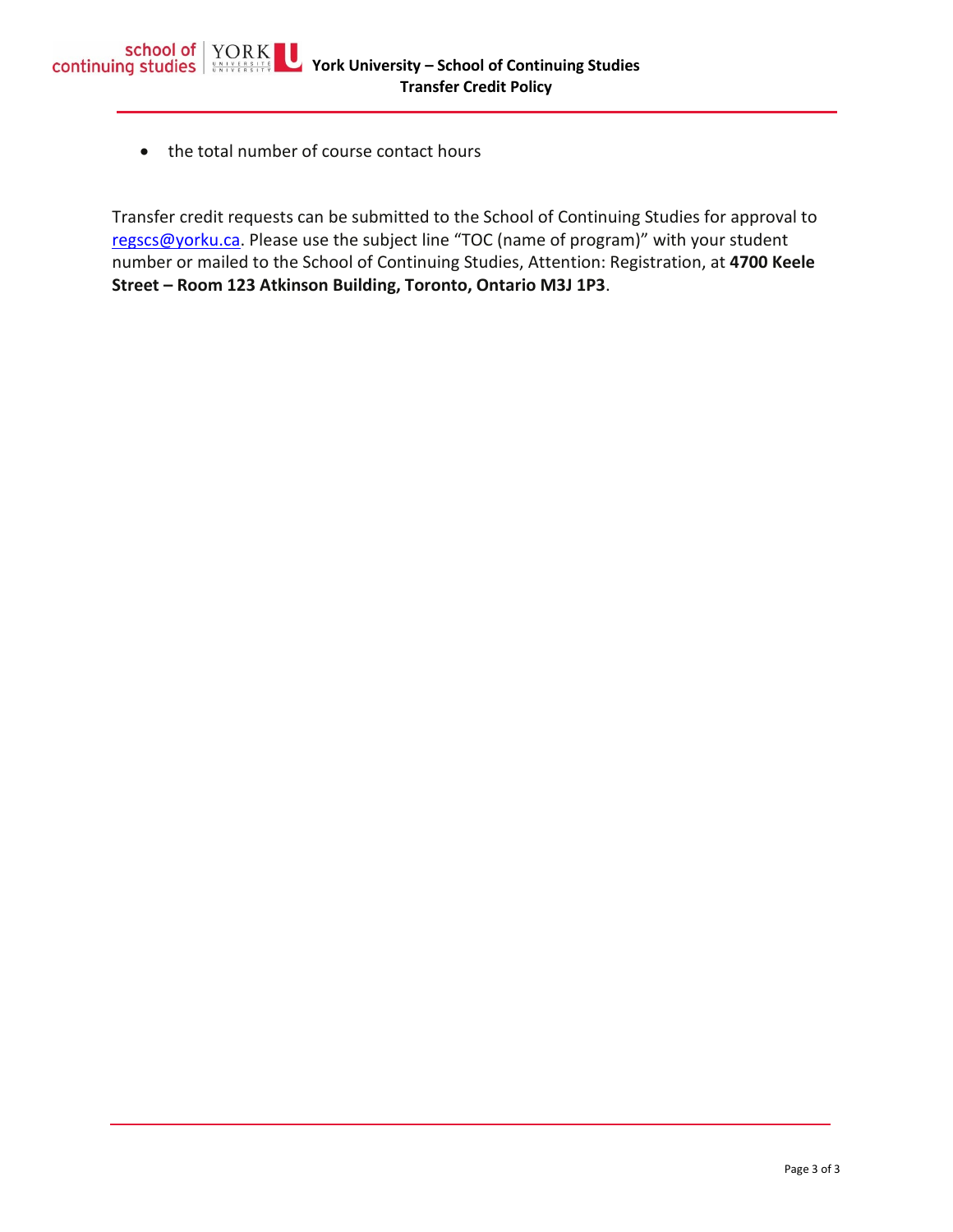- the total number of course contact hours

Transfer credit requests can be submitted to the School of Continuing Studies for approval to [regscs@yorku.ca](mailto:regscs@yorku.ca). Please use the subject line "TOC (name of program)" with your student number or mailed to the School of Continuing Studies, Attention: Registration, at **4700 Keele Street – Room 123 Atkinson Building, Toronto, Ontario M3J 1P3**.